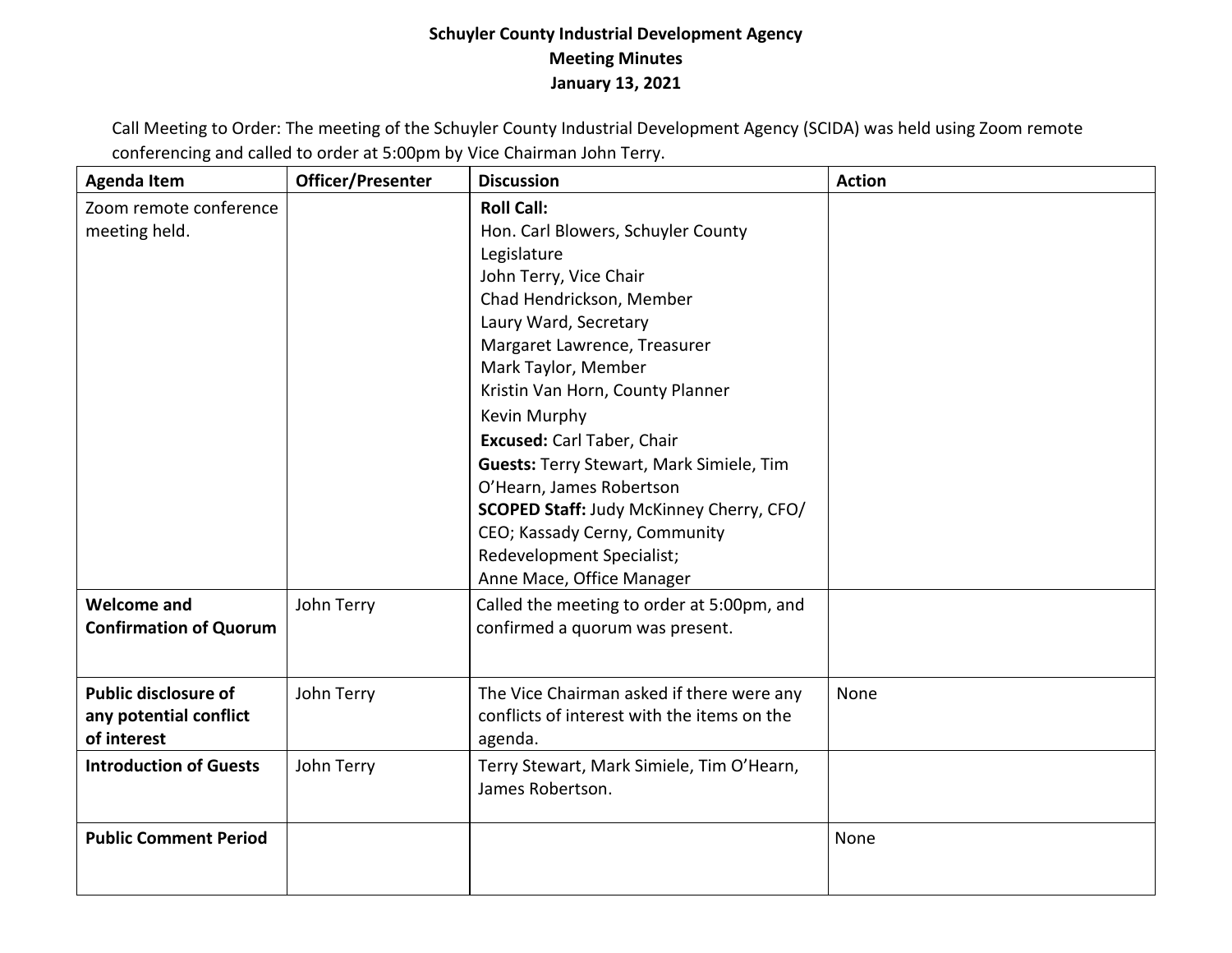**Schuyler County Industrial Development Agency**
**Meeting Minutes**
**January 13, 2021**

Call Meeting to Order: The meeting of the Schuyler County Industrial Development Agency (SCIDA) was held using Zoom remote conferencing and called to order at 5:00pm by Vice Chairman John Terry.

| Agenda Item | Officer/Presenter | Discussion | Action |
|---|---|---|---|
| Zoom remote conference meeting held. | | **Roll Call:**<br>Hon. Carl Blowers, Schuyler County Legislature<br>John Terry, Vice Chair<br>Chad Hendrickson, Member<br>Laury Ward, Secretary<br>Margaret Lawrence, Treasurer<br>Mark Taylor, Member<br>Kristin Van Horn, County Planner<br>Kevin Murphy<br>**Excused:** Carl Taber, Chair<br>**Guests:** Terry Stewart, Mark Simiele, Tim O'Hearn, James Robertson<br>**SCOPED Staff:** Judy McKinney Cherry, CFO/ CEO; Kassady Cerny, Community Redevelopment Specialist;<br>Anne Mace, Office Manager | |
| **Welcome and Confirmation of Quorum** | John Terry | Called the meeting to order at 5:00pm, and confirmed a quorum was present. | |
| **Public disclosure of any potential conflict of interest** | John Terry | The Vice Chairman asked if there were any conflicts of interest with the items on the agenda. | None |
| **Introduction of Guests** | John Terry | Terry Stewart, Mark Simiele, Tim O'Hearn, James Robertson. | |
| **Public Comment Period** | | | None |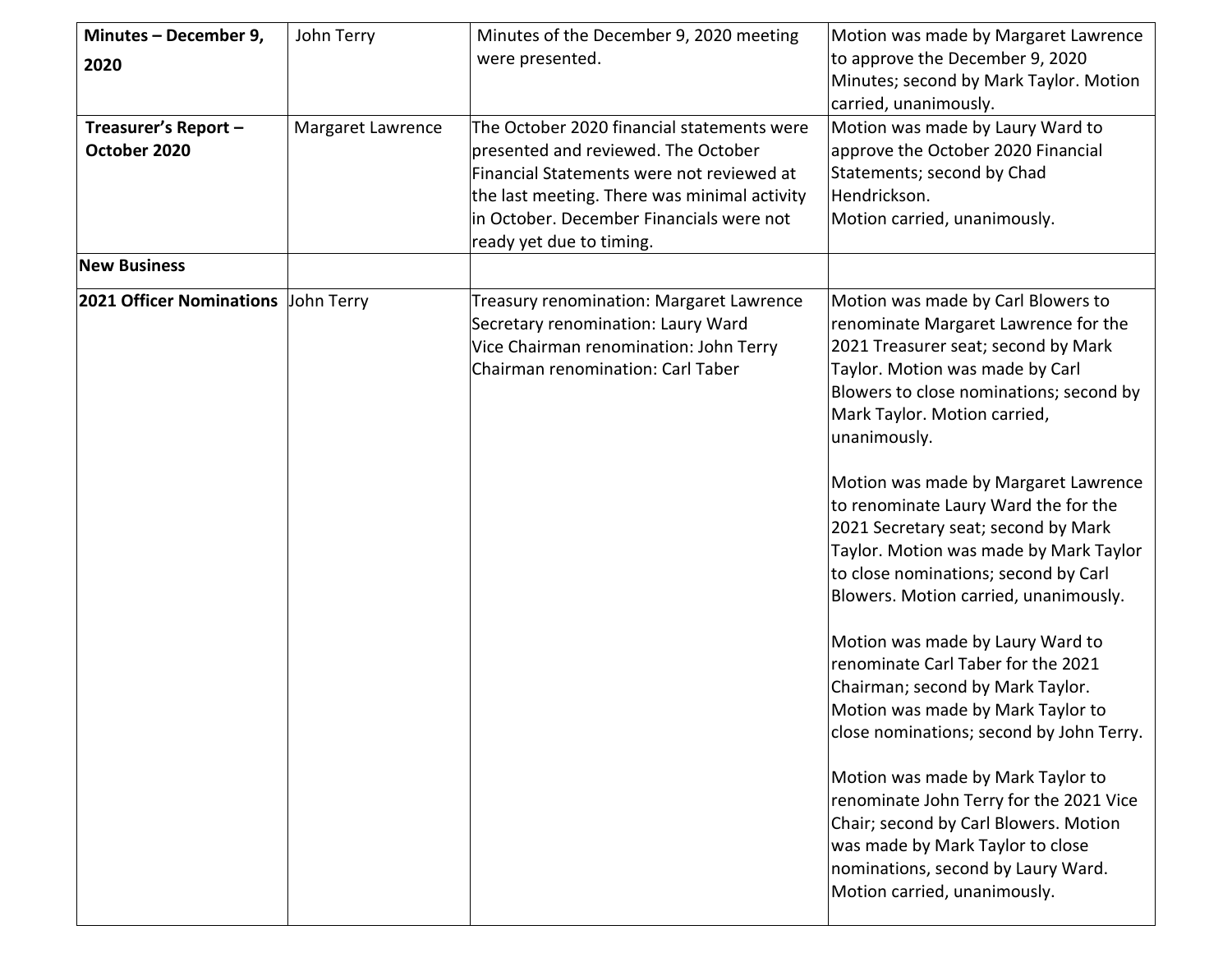| | | | |
|---|---|---|---|
| **Minutes – December 9, 2020** | John Terry | Minutes of the December 9, 2020 meeting were presented. | Motion was made by Margaret Lawrence to approve the December 9, 2020 Minutes; second by Mark Taylor. Motion carried, unanimously. |
| **Treasurer's Report – October 2020** | Margaret Lawrence | The October 2020 financial statements were presented and reviewed. The October Financial Statements were not reviewed at the last meeting. There was minimal activity in October. December Financials were not ready yet due to timing. | Motion was made by Laury Ward to approve the October 2020 Financial Statements; second by Chad Hendrickson.<br>Motion carried, unanimously. |
| **New Business** | | | |
| **2021 Officer Nominations** | John Terry | Treasury renomination: Margaret Lawrence<br>Secretary renomination: Laury Ward<br>Vice Chairman renomination: John Terry<br>Chairman renomination: Carl Taber | Motion was made by Carl Blowers to renominate Margaret Lawrence for the 2021 Treasurer seat; second by Mark Taylor. Motion was made by Carl Blowers to close nominations; second by Mark Taylor. Motion carried, unanimously.<br><br>Motion was made by Margaret Lawrence to renominate Laury Ward the for the 2021 Secretary seat; second by Mark Taylor. Motion was made by Mark Taylor to close nominations; second by Carl Blowers. Motion carried, unanimously.<br><br>Motion was made by Laury Ward to renominate Carl Taber for the 2021 Chairman; second by Mark Taylor. Motion was made by Mark Taylor to close nominations; second by John Terry.<br><br>Motion was made by Mark Taylor to renominate John Terry for the 2021 Vice Chair; second by Carl Blowers. Motion was made by Mark Taylor to close nominations, second by Laury Ward. Motion carried, unanimously. |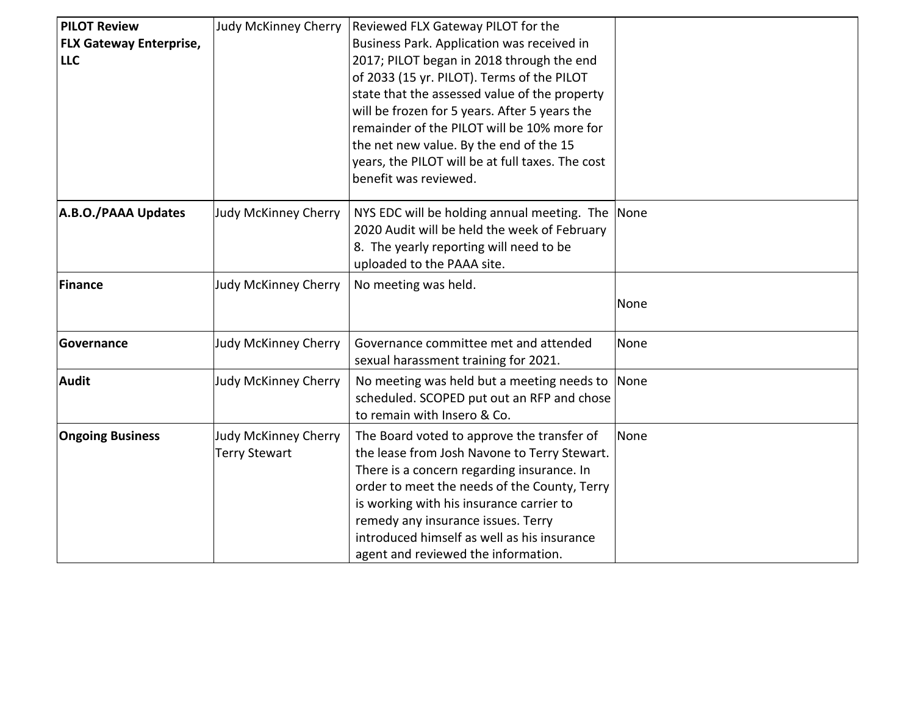| **PILOT Review FLX Gateway Enterprise, LLC** | Judy McKinney Cherry | Reviewed FLX Gateway PILOT for the Business Park. Application was received in 2017; PILOT began in 2018 through the end of 2033 (15 yr. PILOT). Terms of the PILOT state that the assessed value of the property will be frozen for 5 years. After 5 years the remainder of the PILOT will be 10% more for the net new value. By the end of the 15 years, the PILOT will be at full taxes. The cost benefit was reviewed. | |
|---|---|---|---|
| **A.B.O./PAAA Updates** | Judy McKinney Cherry | NYS EDC will be holding annual meeting. The 2020 Audit will be held the week of February 8. The yearly reporting will need to be uploaded to the PAAA site. | None |
| **Finance** | Judy McKinney Cherry | No meeting was held. | None |
| **Governance** | Judy McKinney Cherry | Governance committee met and attended sexual harassment training for 2021. | None |
| **Audit** | Judy McKinney Cherry | No meeting was held but a meeting needs to scheduled. SCOPED put out an RFP and chose to remain with Insero & Co. | None |
| **Ongoing Business** | Judy McKinney Cherry Terry Stewart | The Board voted to approve the transfer of the lease from Josh Navone to Terry Stewart. There is a concern regarding insurance. In order to meet the needs of the County, Terry is working with his insurance carrier to remedy any insurance issues. Terry introduced himself as well as his insurance agent and reviewed the information. | None |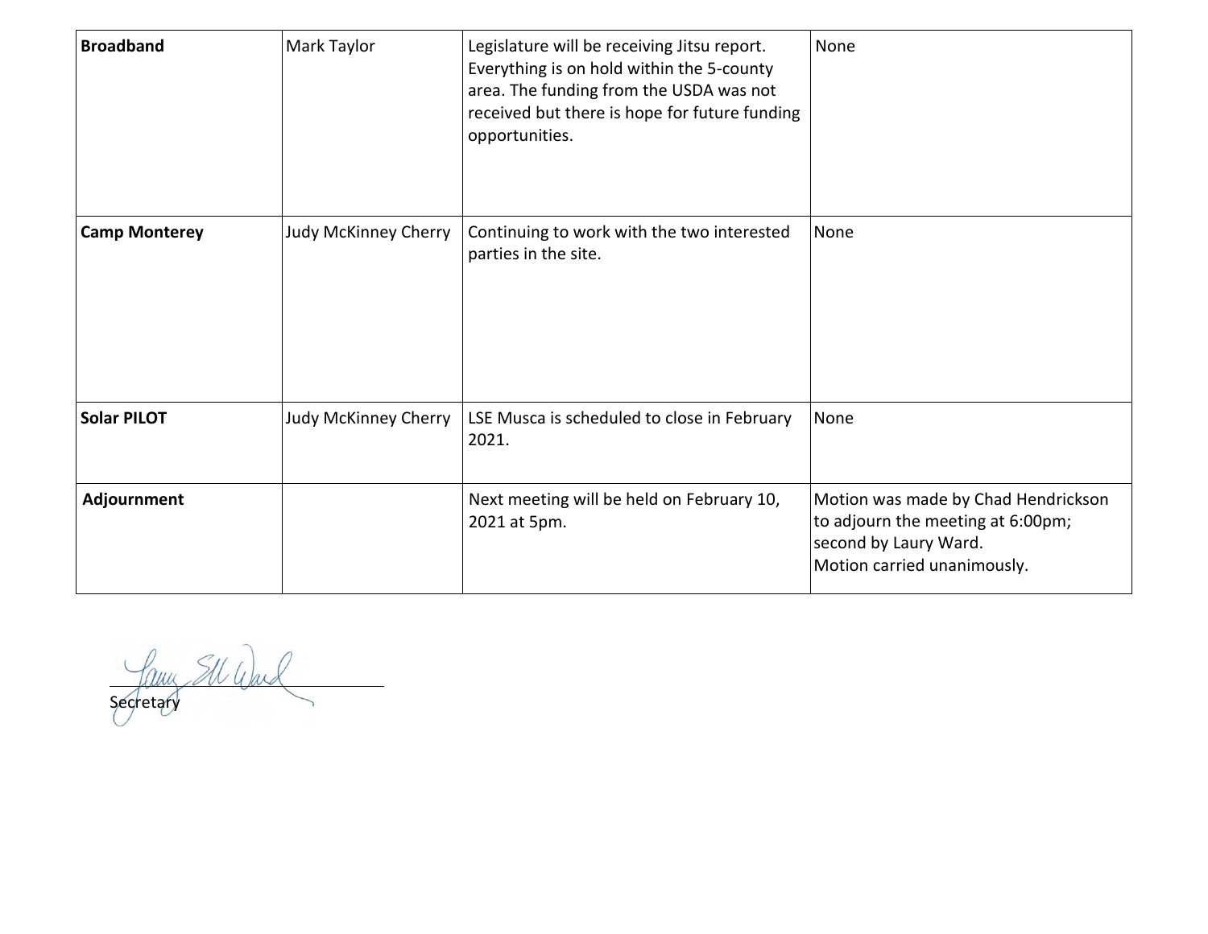| | | | |
|---|---|---|---|
| **Broadband** | Mark Taylor | Legislature will be receiving Jitsu report. Everything is on hold within the 5-county area. The funding from the USDA was not received but there is hope for future funding opportunities. | None |
| **Camp Monterey** | Judy McKinney Cherry | Continuing to work with the two interested parties in the site. | None |
| **Solar PILOT** | Judy McKinney Cherry | LSE Musca is scheduled to close in February 2021. | None |
| **Adjournment** | | Next meeting will be held on February 10, 2021 at 5pm. | Motion was made by Chad Hendrickson to adjourn the meeting at 6:00pm; second by Laury Ward. Motion carried unanimously. |

Laury SM Ward

Secretary